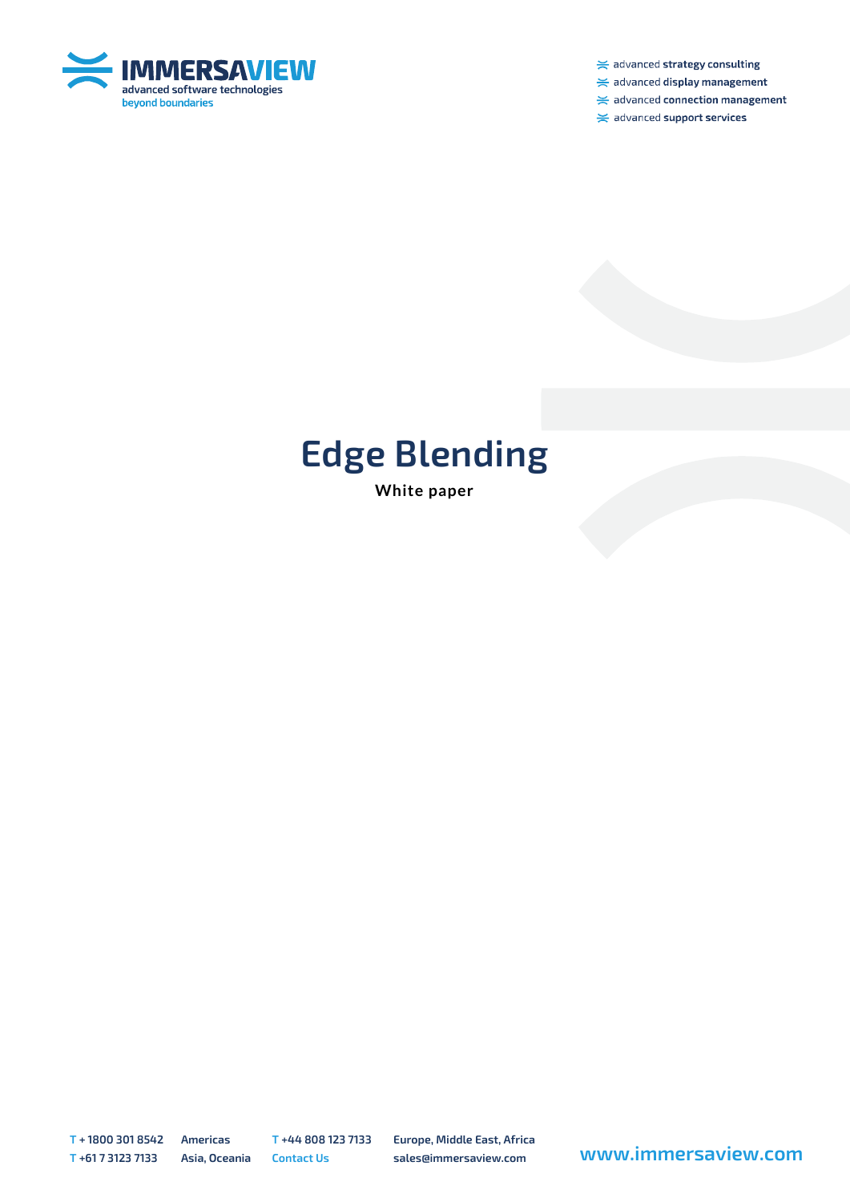IMMERSAVIEW
advanced software technologies
beyond boundaries

- advanced **strategy consulting**
- advanced **display management**
- advanced **connection management**
- advanced **support services**

# Edge Blending

**White paper**

T + 1800 301 8542 Americas
T +61 7 3123 7133 Asia, Oceania
T +44 808 123 7133 Europe, Middle East, Africa
Contact Us sales@immersaview.com

www.immersaview.com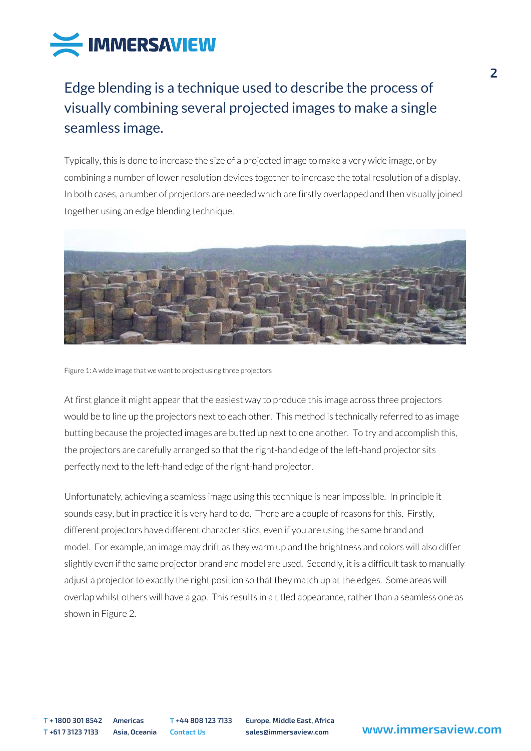## Edge blending is a technique used to describe the process of visually combining several projected images to make a single seamless image.

Typically, this is done to increase the size of a projected image to make a very wide image, or by combining a number of lower resolution devices together to increase the total resolution of a display. In both cases, a number of projectors are needed which are firstly overlapped and then visually joined together using an edge blending technique.

Figure 1: A wide image that we want to project using three projectors

At first glance it might appear that the easiest way to produce this image across three projectors would be to line up the projectors next to each other. This method is technically referred to as image butting because the projected images are butted up next to one another. To try and accomplish this, the projectors are carefully arranged so that the right-hand edge of the left-hand projector sits perfectly next to the left-hand edge of the right-hand projector.

Unfortunately, achieving a seamless image using this technique is near impossible. In principle it sounds easy, but in practice it is very hard to do. There are a couple of reasons for this. Firstly, different projectors have different characteristics, even if you are using the same brand and model. For example, an image may drift as they warm up and the brightness and colors will also differ slightly even if the same projector brand and model are used. Secondly, it is a difficult task to manually adjust a projector to exactly the right position so that they match up at the edges. Some areas will overlap whilst others will have a gap. This results in a titled appearance, rather than a seamless one as shown in Figure 2.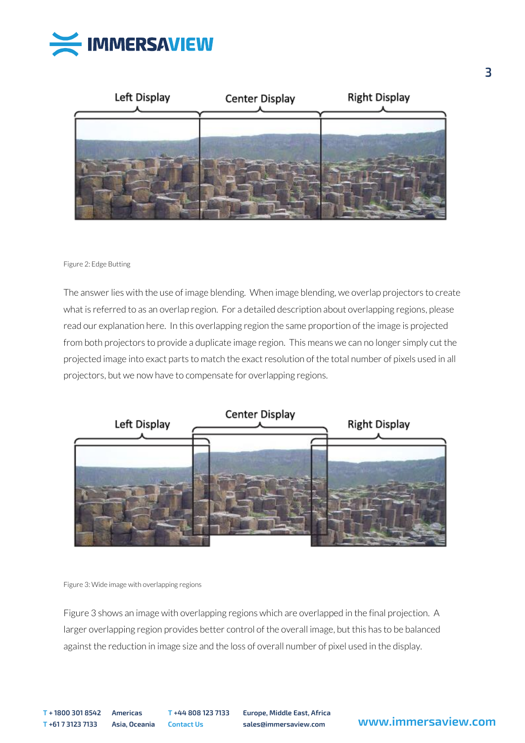Figure 2: Edge Butting

The answer lies with the use of image blending. When image blending, we overlap projectors to create what is referred to as an overlap region. For a detailed description about overlapping regions, please read our explanation here. In this overlapping region the same proportion of the image is projected from both projectors to provide a duplicate image region. This means we can no longer simply cut the projected image into exact parts to match the exact resolution of the total number of pixels used in all projectors, but we now have to compensate for overlapping regions.

Figure 3: Wide image with overlapping regions

Figure 3 shows an image with overlapping regions which are overlapped in the final projection. A larger overlapping region provides better control of the overall image, but this has to be balanced against the reduction in image size and the loss of overall number of pixel used in the display.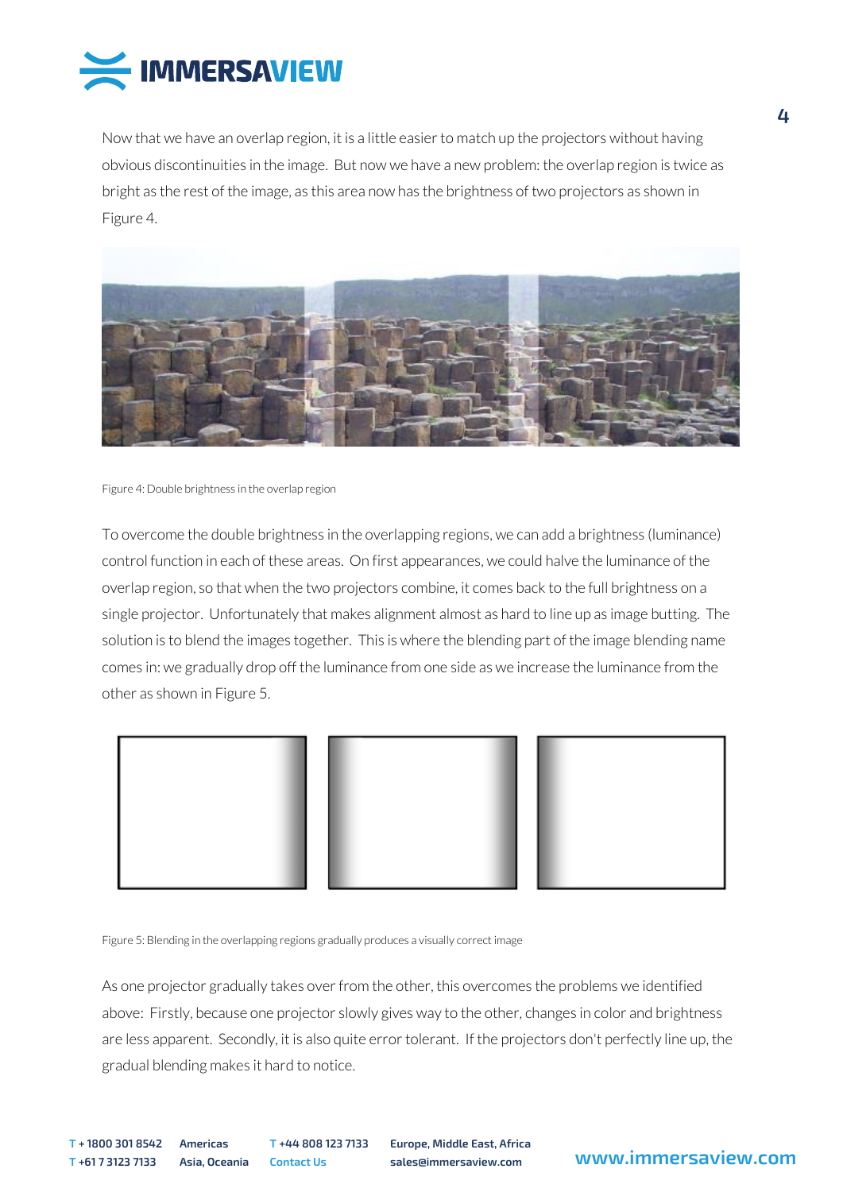Now that we have an overlap region, it is a little easier to match up the projectors without having obvious discontinuities in the image. But now we have a new problem: the overlap region is twice as bright as the rest of the image, as this area now has the brightness of two projectors as shown in Figure 4.

Figure 4: Double brightness in the overlap region

To overcome the double brightness in the overlapping regions, we can add a brightness (luminance) control function in each of these areas. On first appearances, we could halve the luminance of the overlap region, so that when the two projectors combine, it comes back to the full brightness on a single projector. Unfortunately that makes alignment almost as hard to line up as image butting. The solution is to blend the images together. This is where the blending part of the image blending name comes in: we gradually drop off the luminance from one side as we increase the luminance from the other as shown in Figure 5.

Figure 5: Blending in the overlapping regions gradually produces a visually correct image

As one projector gradually takes over from the other, this overcomes the problems we identified above: Firstly, because one projector slowly gives way to the other, changes in color and brightness are less apparent. Secondly, it is also quite error tolerant. If the projectors don't perfectly line up, the gradual blending makes it hard to notice.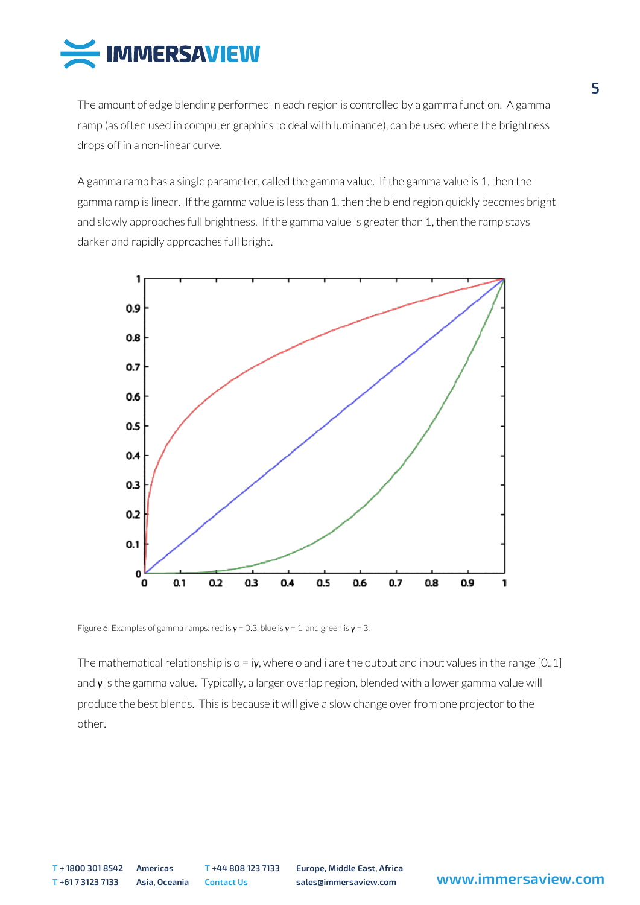The amount of edge blending performed in each region is controlled by a gamma function. A gamma ramp (as often used in computer graphics to deal with luminance), can be used where the brightness drops off in a non-linear curve.

A gamma ramp has a single parameter, called the gamma value. If the gamma value is 1, then the gamma ramp is linear. If the gamma value is less than 1, then the blend region quickly becomes bright and slowly approaches full brightness. If the gamma value is greater than 1, then the ramp stays darker and rapidly approaches full bright.

Figure 6: Examples of gamma ramps: red is $\gamma = 0.3$, blue is $\gamma = 1$, and green is $\gamma = 3$.

The mathematical relationship is $o = i^{\gamma}$, where o and i are the output and input values in the range [0..1] and $\gamma$ is the gamma value. Typically, a larger overlap region, blended with a lower gamma value will produce the best blends. This is because it will give a slow change over from one projector to the other.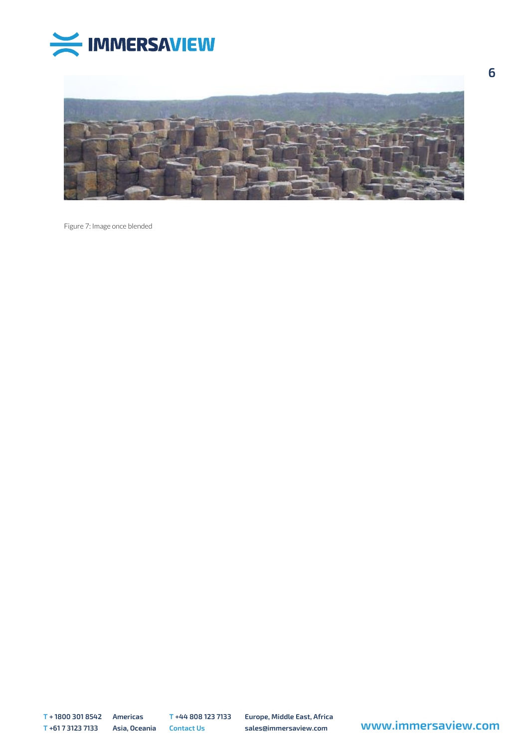Figure 7: Image once blended